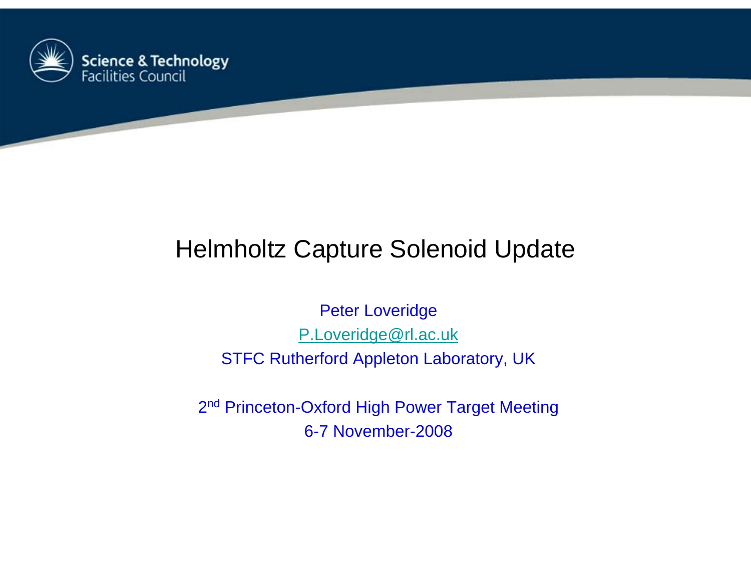Science & Technology Facilities Council

# Helmholtz Capture Solenoid Update

Peter Loveridge

P.Loveridge@rl.ac.uk

STFC Rutherford Appleton Laboratory, UK

2nd Princeton-Oxford High Power Target Meeting

6-7 November-2008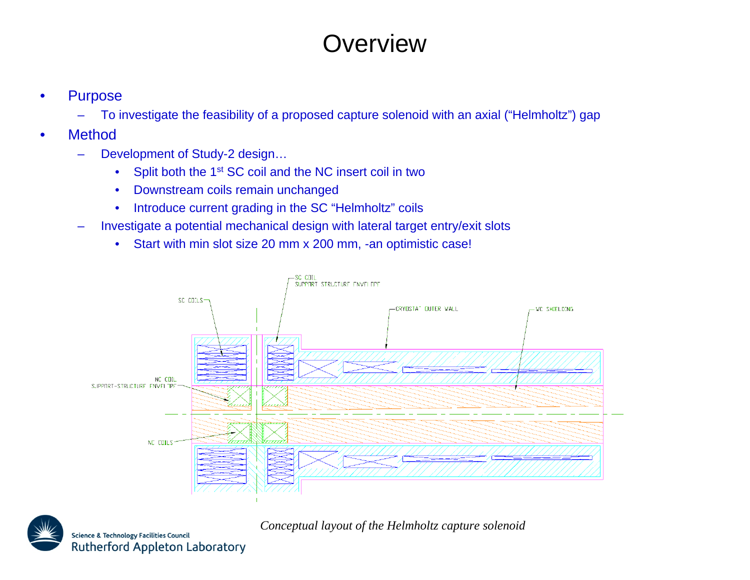# Overview

- Purpose
  - To investigate the feasibility of a proposed capture solenoid with an axial ("Helmholtz") gap
- Method
  - Development of Study-2 design…
    - Split both the 1st SC coil and the NC insert coil in two
    - Downstream coils remain unchanged
    - Introduce current grading in the SC "Helmholtz" coils
  - Investigate a potential mechanical design with lateral target entry/exit slots
    - Start with min slot size 20 mm x 200 mm, -an optimistic case!

*Conceptual layout of the Helmholtz capture solenoid*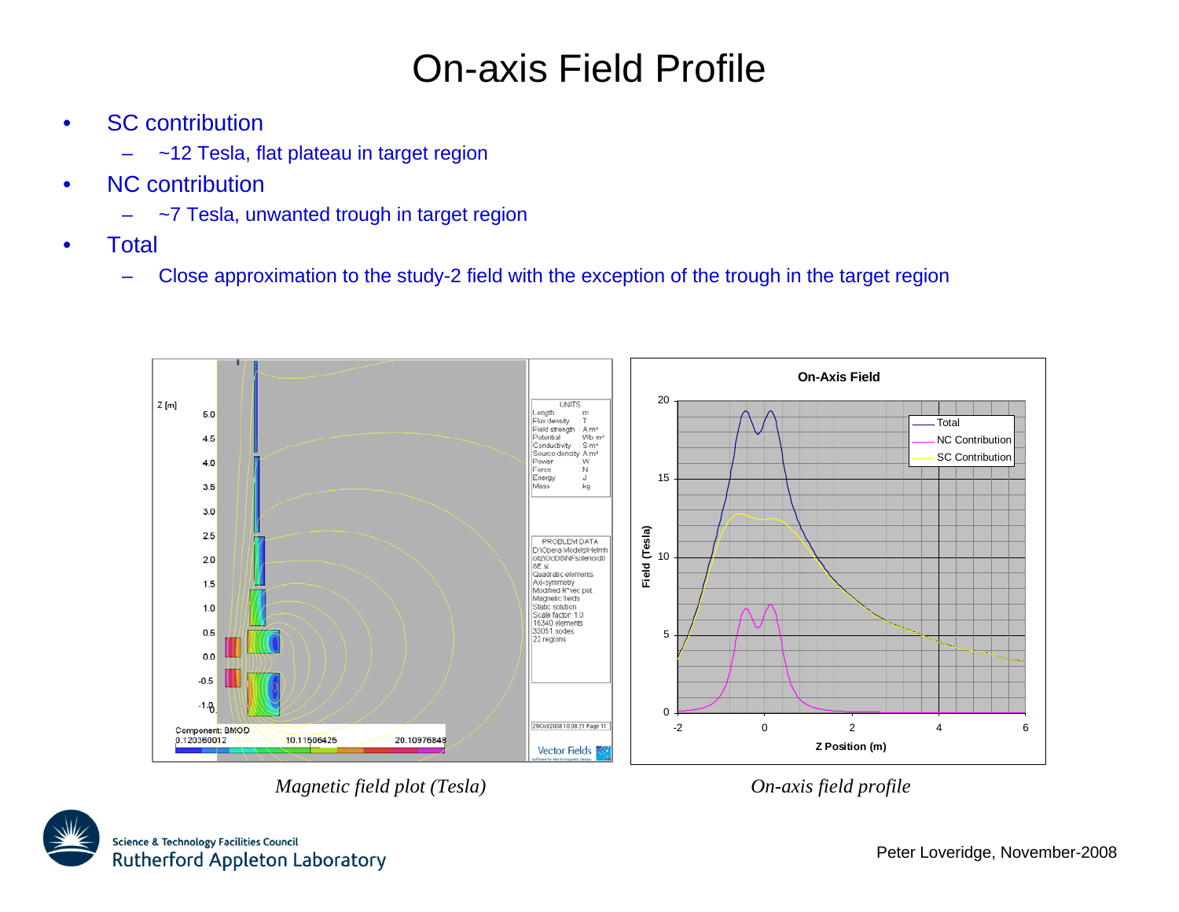# On-axis Field Profile

- SC contribution
  - ~12 Tesla, flat plateau in target region
- NC contribution
  - ~7 Tesla, unwanted trough in target region
- Total
  - Close approximation to the study-2 field with the exception of the trough in the target region

*Magnetic field plot (Tesla)*

*On-axis field profile*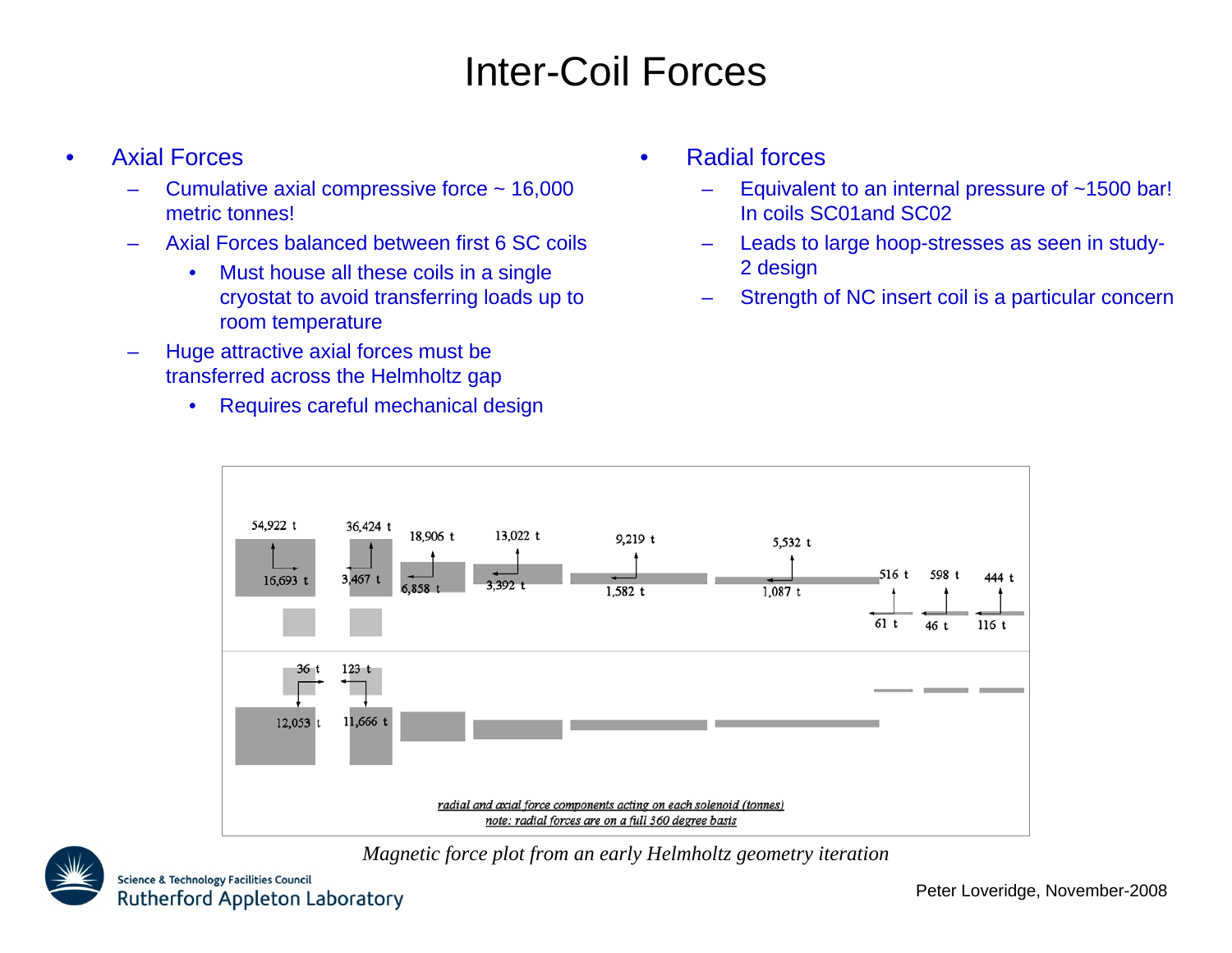# Inter-Coil Forces

- Axial Forces
  - Cumulative axial compressive force ~ 16,000 metric tonnes!
  - Axial Forces balanced between first 6 SC coils
    - Must house all these coils in a single cryostat to avoid transferring loads up to room temperature
  - Huge attractive axial forces must be transferred across the Helmholtz gap
    - Requires careful mechanical design

- Radial forces
  - Equivalent to an internal pressure of ~1500 bar! In coils SC01and SC02
  - Leads to large hoop-stresses as seen in study-2 design
  - Strength of NC insert coil is a particular concern

54,922 t 16,693 t 36,424 t 3,467 t 18,906 t 6,858 t 13,022 t 3,392 t 9,219 t 1,582 t 5,532 t 1,087 t 516 t 61 t 598 t 46 t 444 t 116 t

36 t 12,053 t 123 t 11,666 t

radial and axial force components acting on each solenoid (tonnes)
note: radial forces are on a full 360 degree basis

*Magnetic force plot from an early Helmholtz geometry iteration*

Peter Loveridge, November-2008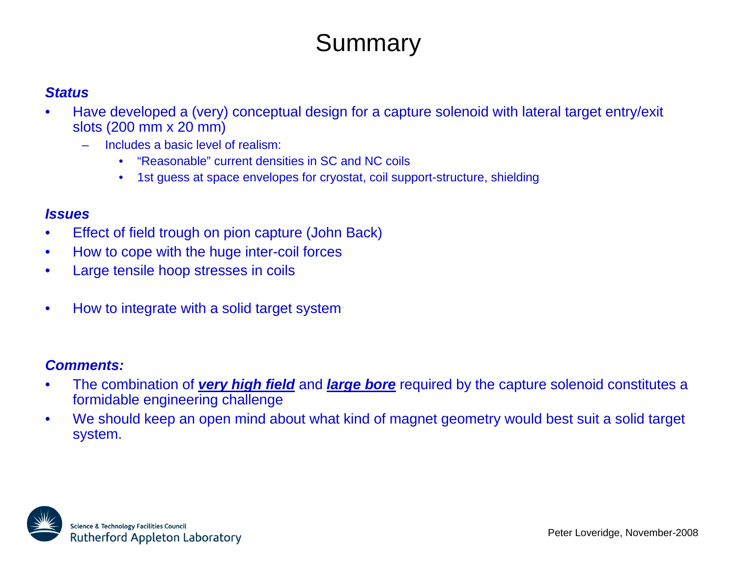# Summary

***Status***

- Have developed a (very) conceptual design for a capture solenoid with lateral target entry/exit slots (200 mm x 20 mm)
  - Includes a basic level of realism:
    - "Reasonable" current densities in SC and NC coils
    - 1st guess at space envelopes for cryostat, coil support-structure, shielding

***Issues***

- Effect of field trough on pion capture (John Back)
- How to cope with the huge inter-coil forces
- Large tensile hoop stresses in coils
- How to integrate with a solid target system

***Comments:***

- The combination of ***<u>very high field</u>*** and ***<u>large bore</u>*** required by the capture solenoid constitutes a formidable engineering challenge
- We should keep an open mind about what kind of magnet geometry would best suit a solid target system.

Science & Technology Facilities Council
Rutherford Appleton Laboratory

Peter Loveridge, November-2008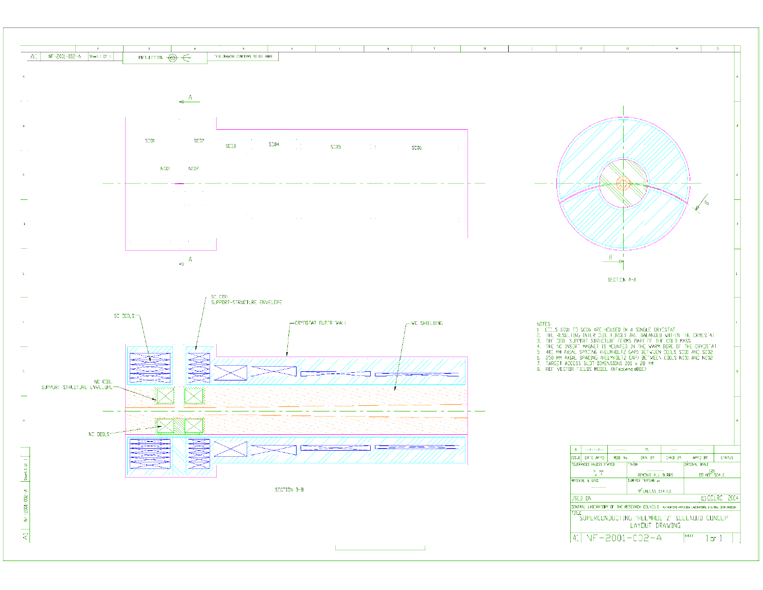NOTES:

1. COILS SC01 TO SC06 ARE HOUSED IN A SINGLE CRYOSTAT
2. THE RESULTING INTER COIL FORCES ARE BALANCED WITHIN THE CRYOSTAT
3. THE COIL SUPPORT STRUCTURE FORMS PART OF THE COLD MASS
4. THE NC INSERT MAGNET IS MOUNTED IN THE WARM BORE OF THE CRYOSTAT
5. 400 MM AXIAL SPACING (HELMHOLTZ GAP) BETWEEN COILS SC01 AND SC02
6. 250 MM AXIAL SPACING (HELMHOLTZ GAP) BETWEEN COILS NC01 AND NC02
7. TARGET ACCESS SLOT DIMENSIONS 200 x 80 MM
8. REF VECTOR FIELDS MODEL (NFsolenoid09E)

SC01 SC02 SC03 SC04 SC05 SC06

NC01 NC02

SECTION A-A

SC COILS

SC COIL SUPPORT-STRUCTURE ENVELOPE

CRYOSTAT OUTER WALL

WC SHIELDING

NC COIL SUPPORT-STRUCTURE ENVELOPE

NC COILS

SECTION B-B

PROJECTION

THIS DRAWING CONFORMS TO BS 8888

| | | | | | |
|---|---|---|---|---|---|
| A | --/--/-- | ------ | PL | --- | --- |
| ISSUE | DATE APPD | MOD No | DRN BY | CHKD BY | APPD BY | STATUS |

TOLERANCES UNLESS STATED ± MM ± °

FINISH -------- REMOVE ALL BURRS

ORIGINAL SCALE 1:20 DO NOT SCALE

MATERIAL & SPEC -------

SURFACE TEXTURE UNLESS STATED

USED ON

© CCLRC 2004

CENTRAL LABORATORY OF THE RESEARCH COUNCILS RUTHERFORD APPLETON LABORATORY, CHILTON, DIDCOT, OXON

TITLE

SUPERCONDUCTING 'HELMHOLTZ' SOLENOID CONCEPT LAYOUT DRAWING

A1 NF-2001-002-A SHEET 1 OF 1